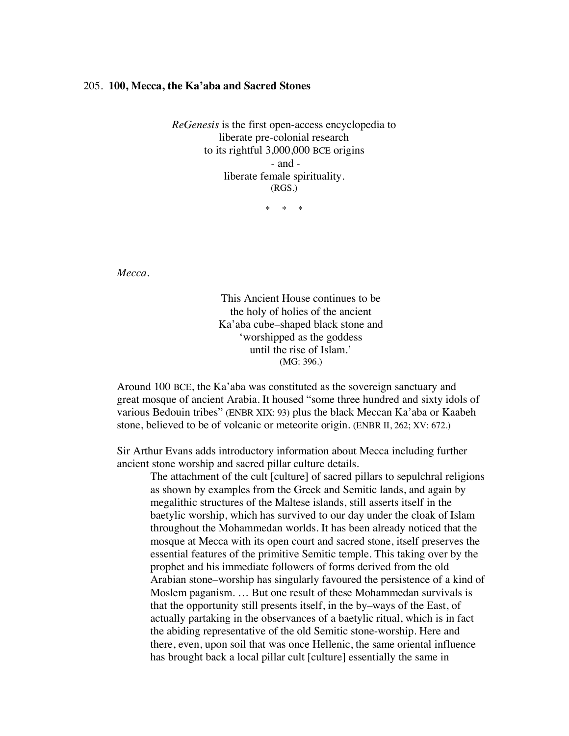## 205. **100, Mecca, the Ka'aba and Sacred Stones**

*ReGenesis* is the first open-access encyclopedia to
liberate pre-colonial research
to its rightful 3,000,000 BCE origins
\- and -
liberate female spirituality.
(RGS.)

\* \* \*

*Mecca.*

This Ancient House continues to be
the holy of holies of the ancient
Ka'aba cube–shaped black stone and
'worshipped as the goddess
until the rise of Islam.'
(MG: 396.)

Around 100 BCE, the Ka'aba was constituted as the sovereign sanctuary and great mosque of ancient Arabia. It housed "some three hundred and sixty idols of various Bedouin tribes" (ENBR XIX: 93) plus the black Meccan Ka'aba or Kaabeh stone, believed to be of volcanic or meteorite origin. (ENBR II, 262; XV: 672.)

Sir Arthur Evans adds introductory information about Mecca including further ancient stone worship and sacred pillar culture details.

> The attachment of the cult [culture] of sacred pillars to sepulchral religions as shown by examples from the Greek and Semitic lands, and again by megalithic structures of the Maltese islands, still asserts itself in the baetylic worship, which has survived to our day under the cloak of Islam throughout the Mohammedan worlds. It has been already noticed that the mosque at Mecca with its open court and sacred stone, itself preserves the essential features of the primitive Semitic temple. This taking over by the prophet and his immediate followers of forms derived from the old Arabian stone–worship has singularly favoured the persistence of a kind of Moslem paganism. … But one result of these Mohammedan survivals is that the opportunity still presents itself, in the by–ways of the East, of actually partaking in the observances of a baetylic ritual, which is in fact the abiding representative of the old Semitic stone-worship. Here and there, even, upon soil that was once Hellenic, the same oriental influence has brought back a local pillar cult [culture] essentially the same in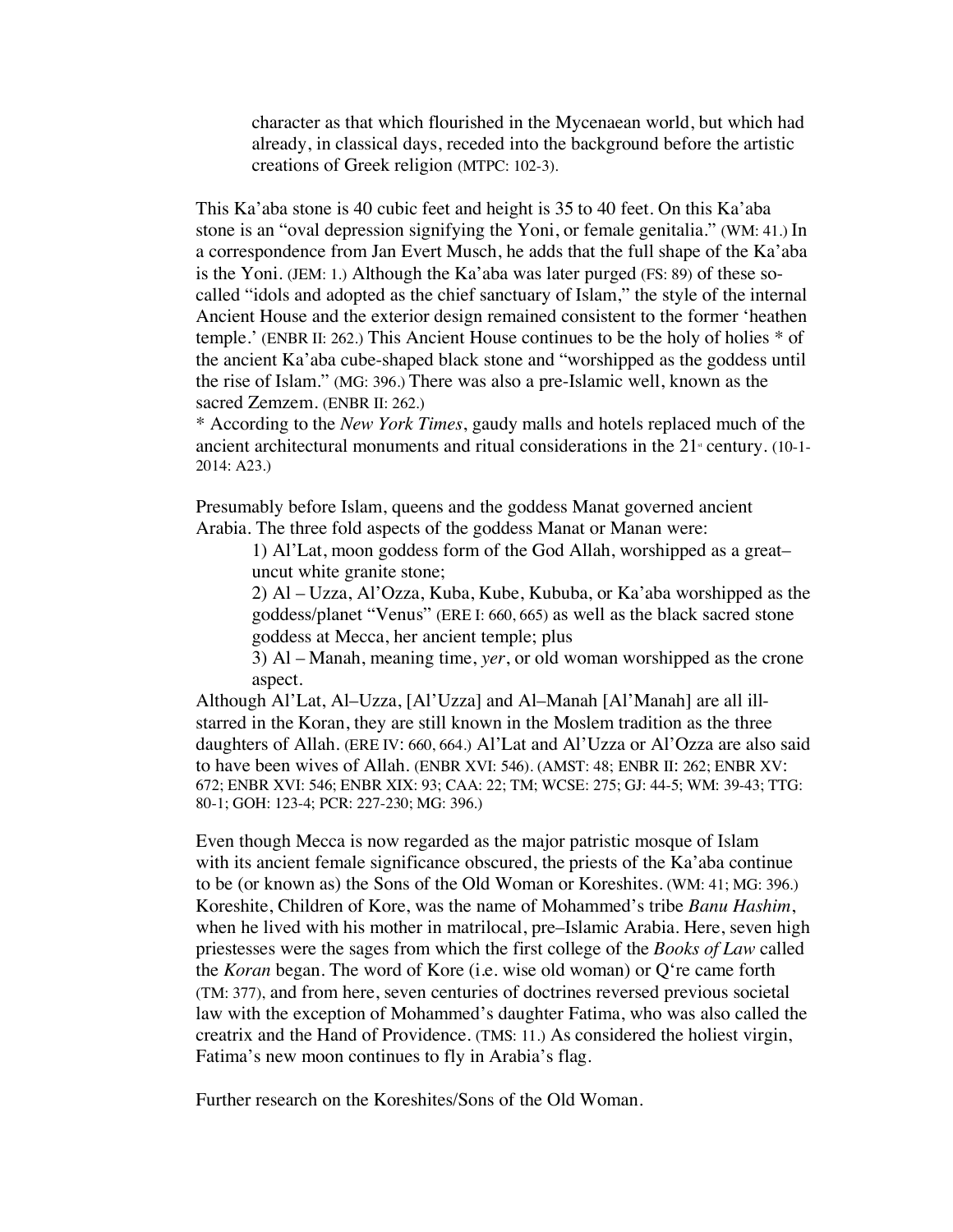> character as that which flourished in the Mycenaean world, but which had already, in classical days, receded into the background before the artistic creations of Greek religion (MTPC: 102-3).

This Ka'aba stone is 40 cubic feet and height is 35 to 40 feet. On this Ka'aba stone is an "oval depression signifying the Yoni, or female genitalia." (WM: 41.) In a correspondence from Jan Evert Musch, he adds that the full shape of the Ka'aba is the Yoni. (JEM: 1.) Although the Ka'aba was later purged (FS: 89) of these so-called "idols and adopted as the chief sanctuary of Islam," the style of the internal Ancient House and the exterior design remained consistent to the former 'heathen temple.' (ENBR II: 262.) This Ancient House continues to be the holy of holies * of the ancient Ka'aba cube-shaped black stone and "worshipped as the goddess until the rise of Islam." (MG: 396.) There was also a pre-Islamic well, known as the sacred Zemzem. (ENBR II: 262.)

* According to the *New York Times*, gaudy malls and hotels replaced much of the ancient architectural monuments and ritual considerations in the 21st century. (10-1-2014: A23.)

Presumably before Islam, queens and the goddess Manat governed ancient Arabia. The three fold aspects of the goddess Manat or Manan were:

> 1) Al'Lat, moon goddess form of the God Allah, worshipped as a great–uncut white granite stone;
>
> 2) Al – Uzza, Al'Ozza, Kuba, Kube, Kububa, or Ka'aba worshipped as the goddess/planet "Venus" (ERE I: 660, 665) as well as the black sacred stone goddess at Mecca, her ancient temple; plus
>
> 3) Al – Manah, meaning time, *yer*, or old woman worshipped as the crone aspect.

Although Al'Lat, Al–Uzza, [Al'Uzza] and Al–Manah [Al'Manah] are all ill-starred in the Koran, they are still known in the Moslem tradition as the three daughters of Allah. (ERE IV: 660, 664.) Al'Lat and Al'Uzza or Al'Ozza are also said to have been wives of Allah. (ENBR XVI: 546). (AMST: 48; ENBR II: 262; ENBR XV: 672; ENBR XVI: 546; ENBR XIX: 93; CAA: 22; TM; WCSE: 275; GJ: 44-5; WM: 39-43; TTG: 80-1; GOH: 123-4; PCR: 227-230; MG: 396.)

Even though Mecca is now regarded as the major patristic mosque of Islam with its ancient female significance obscured, the priests of the Ka'aba continue to be (or known as) the Sons of the Old Woman or Koreshites. (WM: 41; MG: 396.) Koreshite, Children of Kore, was the name of Mohammed's tribe *Banu Hashim*, when he lived with his mother in matrilocal, pre–Islamic Arabia. Here, seven high priestesses were the sages from which the first college of the *Books of Law* called the *Koran* began. The word of Kore (i.e. wise old woman) or Q're came forth (TM: 377), and from here, seven centuries of doctrines reversed previous societal law with the exception of Mohammed's daughter Fatima, who was also called the creatrix and the Hand of Providence. (TMS: 11.) As considered the holiest virgin, Fatima's new moon continues to fly in Arabia's flag.

Further research on the Koreshites/Sons of the Old Woman.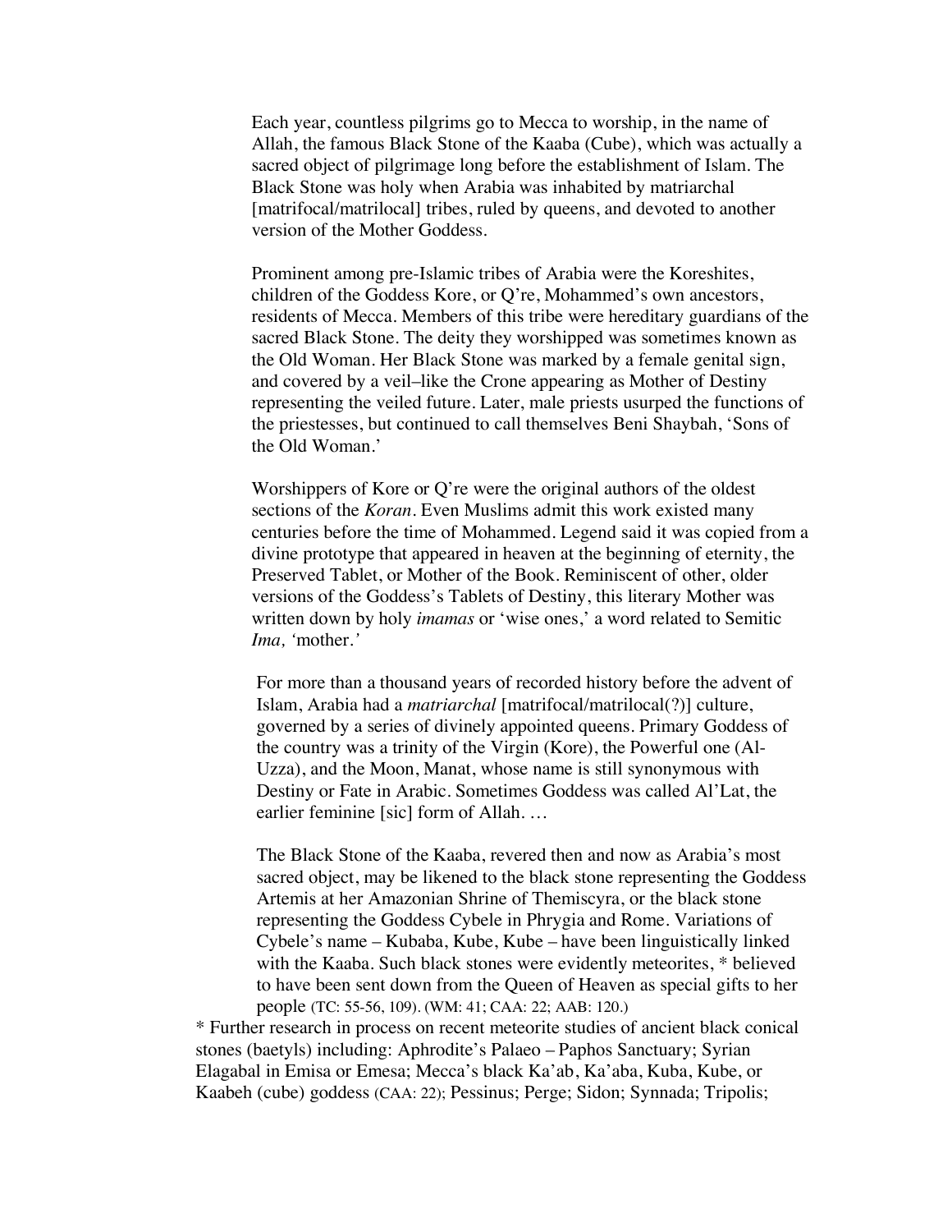> Each year, countless pilgrims go to Mecca to worship, in the name of Allah, the famous Black Stone of the Kaaba (Cube), which was actually a sacred object of pilgrimage long before the establishment of Islam. The Black Stone was holy when Arabia was inhabited by matriarchal [matrifocal/matrilocal] tribes, ruled by queens, and devoted to another version of the Mother Goddess.
>
> Prominent among pre-Islamic tribes of Arabia were the Koreshites, children of the Goddess Kore, or Q're, Mohammed's own ancestors, residents of Mecca. Members of this tribe were hereditary guardians of the sacred Black Stone. The deity they worshipped was sometimes known as the Old Woman. Her Black Stone was marked by a female genital sign, and covered by a veil–like the Crone appearing as Mother of Destiny representing the veiled future. Later, male priests usurped the functions of the priestesses, but continued to call themselves Beni Shaybah, 'Sons of the Old Woman.'
>
> Worshippers of Kore or Q're were the original authors of the oldest sections of the *Koran*. Even Muslims admit this work existed many centuries before the time of Mohammed. Legend said it was copied from a divine prototype that appeared in heaven at the beginning of eternity, the Preserved Tablet, or Mother of the Book. Reminiscent of other, older versions of the Goddess's Tablets of Destiny, this literary Mother was written down by holy *imamas* or 'wise ones,' a word related to Semitic *Ima, '*mother.*'*
>
> For more than a thousand years of recorded history before the advent of Islam, Arabia had a *matriarchal* [matrifocal/matrilocal(?)] culture, governed by a series of divinely appointed queens. Primary Goddess of the country was a trinity of the Virgin (Kore), the Powerful one (Al-Uzza), and the Moon, Manat, whose name is still synonymous with Destiny or Fate in Arabic. Sometimes Goddess was called Al'Lat, the earlier feminine [sic] form of Allah. …
>
> The Black Stone of the Kaaba, revered then and now as Arabia's most sacred object, may be likened to the black stone representing the Goddess Artemis at her Amazonian Shrine of Themiscyra, or the black stone representing the Goddess Cybele in Phrygia and Rome. Variations of Cybele's name – Kubaba, Kube, Kube – have been linguistically linked with the Kaaba. Such black stones were evidently meteorites, * believed to have been sent down from the Queen of Heaven as special gifts to her people (TC: 55-56, 109). (WM: 41; CAA: 22; AAB: 120.)

* Further research in process on recent meteorite studies of ancient black conical stones (baetyls) including: Aphrodite's Palaeo – Paphos Sanctuary; Syrian Elagabal in Emisa or Emesa; Mecca's black Ka'ab, Ka'aba, Kuba, Kube, or Kaabeh (cube) goddess (CAA: 22); Pessinus; Perge; Sidon; Synnada; Tripolis;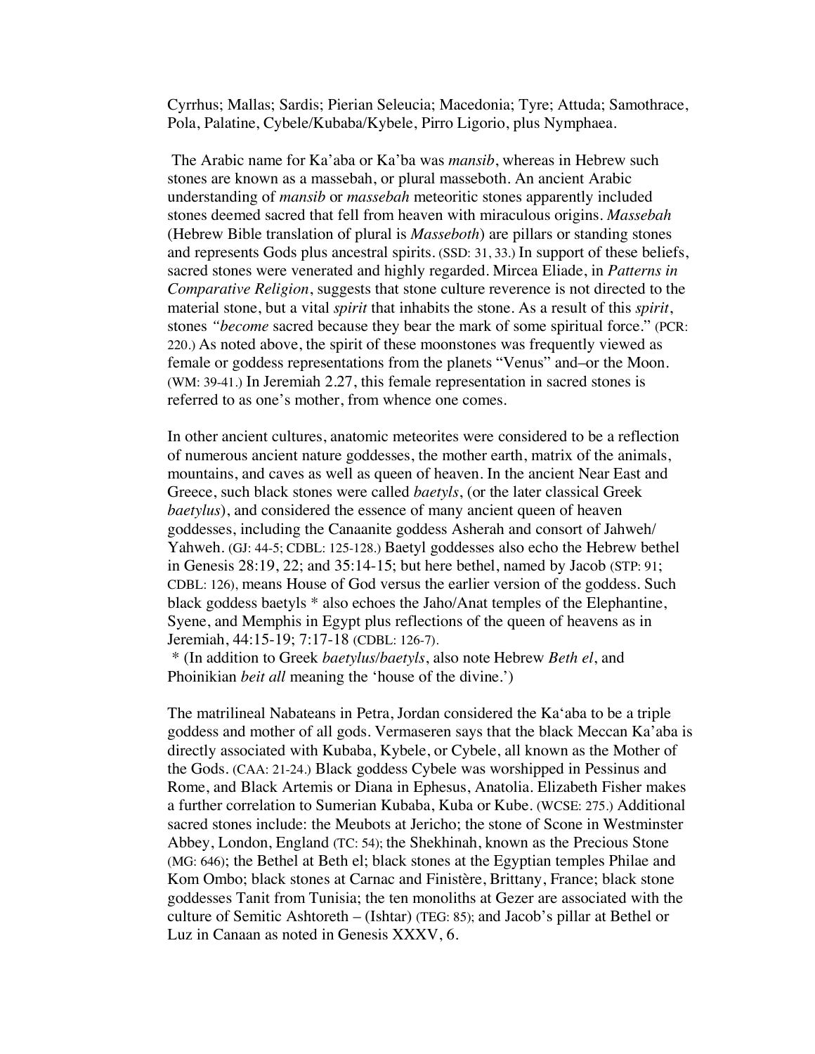Cyrrhus; Mallas; Sardis; Pierian Seleucia; Macedonia; Tyre; Attuda; Samothrace, Pola, Palatine, Cybele/Kubaba/Kybele, Pirro Ligorio, plus Nymphaea.

The Arabic name for Ka'aba or Ka'ba was *mansib*, whereas in Hebrew such stones are known as a massebah, or plural masseboth. An ancient Arabic understanding of *mansib* or *massebah* meteoritic stones apparently included stones deemed sacred that fell from heaven with miraculous origins. *Massebah* (Hebrew Bible translation of plural is *Masseboth*) are pillars or standing stones and represents Gods plus ancestral spirits. (SSD: 31, 33.) In support of these beliefs, sacred stones were venerated and highly regarded. Mircea Eliade, in *Patterns in Comparative Religion*, suggests that stone culture reverence is not directed to the material stone, but a vital *spirit* that inhabits the stone. As a result of this *spirit*, stones *"become* sacred because they bear the mark of some spiritual force." (PCR: 220.) As noted above, the spirit of these moonstones was frequently viewed as female or goddess representations from the planets "Venus" and–or the Moon. (WM: 39-41.) In Jeremiah 2.27, this female representation in sacred stones is referred to as one's mother, from whence one comes.

In other ancient cultures, anatomic meteorites were considered to be a reflection of numerous ancient nature goddesses, the mother earth, matrix of the animals, mountains, and caves as well as queen of heaven. In the ancient Near East and Greece, such black stones were called *baetyls*, (or the later classical Greek *baetylus*), and considered the essence of many ancient queen of heaven goddesses, including the Canaanite goddess Asherah and consort of Jahweh/ Yahweh. (GJ: 44-5; CDBL: 125-128.) Baetyl goddesses also echo the Hebrew bethel in Genesis 28:19, 22; and 35:14-15; but here bethel, named by Jacob (STP: 91; CDBL: 126), means House of God versus the earlier version of the goddess. Such black goddess baetyls * also echoes the Jaho/Anat temples of the Elephantine, Syene, and Memphis in Egypt plus reflections of the queen of heavens as in Jeremiah, 44:15-19; 7:17-18 (CDBL: 126-7).

* (In addition to Greek *baetylus*/*baetyls*, also note Hebrew *Beth el*, and Phoinikian *beit all* meaning the 'house of the divine.')

The matrilineal Nabateans in Petra, Jordan considered the Ka'aba to be a triple goddess and mother of all gods. Vermaseren says that the black Meccan Ka'aba is directly associated with Kubaba, Kybele, or Cybele, all known as the Mother of the Gods. (CAA: 21-24.) Black goddess Cybele was worshipped in Pessinus and Rome, and Black Artemis or Diana in Ephesus, Anatolia. Elizabeth Fisher makes a further correlation to Sumerian Kubaba, Kuba or Kube. (WCSE: 275.) Additional sacred stones include: the Meubots at Jericho; the stone of Scone in Westminster Abbey, London, England (TC: 54); the Shekhinah, known as the Precious Stone (MG: 646); the Bethel at Beth el; black stones at the Egyptian temples Philae and Kom Ombo; black stones at Carnac and Finistère, Brittany, France; black stone goddesses Tanit from Tunisia; the ten monoliths at Gezer are associated with the culture of Semitic Ashtoreth – (Ishtar) (TEG: 85); and Jacob's pillar at Bethel or Luz in Canaan as noted in Genesis XXXV, 6.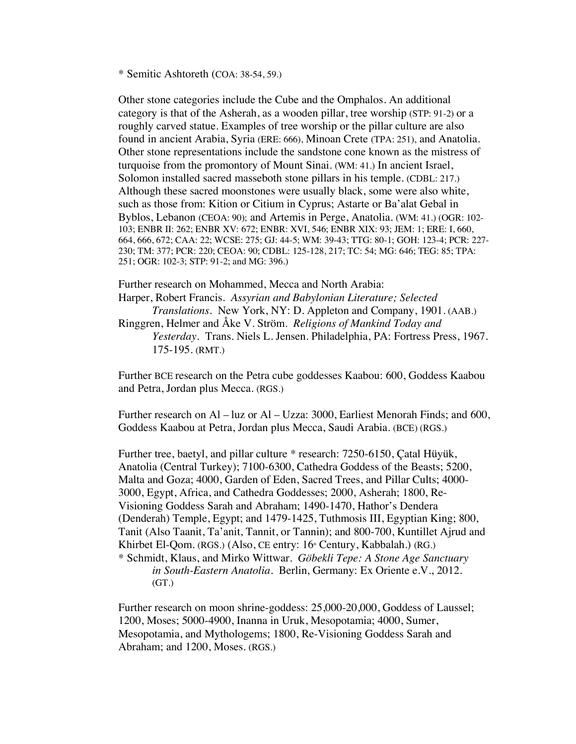* Semitic Ashtoreth (COA: 38-54, 59.)

Other stone categories include the Cube and the Omphalos. An additional category is that of the Asherah, as a wooden pillar, tree worship (STP: 91-2) or a roughly carved statue. Examples of tree worship or the pillar culture are also found in ancient Arabia, Syria (ERE: 666), Minoan Crete (TPA: 251), and Anatolia. Other stone representations include the sandstone cone known as the mistress of turquoise from the promontory of Mount Sinai. (WM: 41.) In ancient Israel, Solomon installed sacred masseboth stone pillars in his temple. (CDBL: 217.) Although these sacred moonstones were usually black, some were also white, such as those from: Kition or Citium in Cyprus; Astarte or Ba'alat Gebal in Byblos, Lebanon (CEOA: 90); and Artemis in Perge, Anatolia. (WM: 41.) (OGR: 102-103; ENBR II: 262; ENBR XV: 672; ENBR: XVI, 546; ENBR XIX: 93; JEM: 1; ERE: I, 660, 664, 666, 672; CAA: 22; WCSE: 275; GJ: 44-5; WM: 39-43; TTG: 80-1; GOH: 123-4; PCR: 227-230; TM: 377; PCR: 220; CEOA: 90; CDBL: 125-128, 217; TC: 54; MG: 646; TEG: 85; TPA: 251; OGR: 102-3; STP: 91-2; and MG: 396.)

Further research on Mohammed, Mecca and North Arabia:
Harper, Robert Francis. *Assyrian and Babylonian Literature; Selected Translations*. New York, NY: D. Appleton and Company, 1901. (AAB.)
Ringgren, Helmer and Åke V. Ström. *Religions of Mankind Today and Yesterday*. Trans. Niels L. Jensen. Philadelphia, PA: Fortress Press, 1967. 175-195. (RMT.)

Further BCE research on the Petra cube goddesses Kaabou: 600, Goddess Kaabou and Petra, Jordan plus Mecca. (RGS.)

Further research on Al – luz or Al – Uzza: 3000, Earliest Menorah Finds; and 600, Goddess Kaabou at Petra, Jordan plus Mecca, Saudi Arabia. (BCE) (RGS.)

Further tree, baetyl, and pillar culture * research: 7250-6150, Çatal Hüyük, Anatolia (Central Turkey); 7100-6300, Cathedra Goddess of the Beasts; 5200, Malta and Goza; 4000, Garden of Eden, Sacred Trees, and Pillar Cults; 4000-3000, Egypt, Africa, and Cathedra Goddesses; 2000, Asherah; 1800, Re-Visioning Goddess Sarah and Abraham; 1490-1470, Hathor's Dendera (Denderah) Temple, Egypt; and 1479-1425, Tuthmosis III, Egyptian King; 800, Tanit (Also Taanit, Ta'anit, Tannit, or Tannin); and 800-700, Kuntillet Ajrud and Khirbet El-Qom. (RGS.) (Also, CE entry: 16th Century, Kabbalah.) (RG.)
* Schmidt, Klaus, and Mirko Wittwar. *Göbekli Tepe: A Stone Age Sanctuary in South-Eastern Anatolia*. Berlin, Germany: Ex Oriente e.V., 2012. (GT.)

Further research on moon shrine-goddess: 25,000-20,000, Goddess of Laussel; 1200, Moses; 5000-4900, Inanna in Uruk, Mesopotamia; 4000, Sumer, Mesopotamia, and Mythologems; 1800, Re-Visioning Goddess Sarah and Abraham; and 1200, Moses. (RGS.)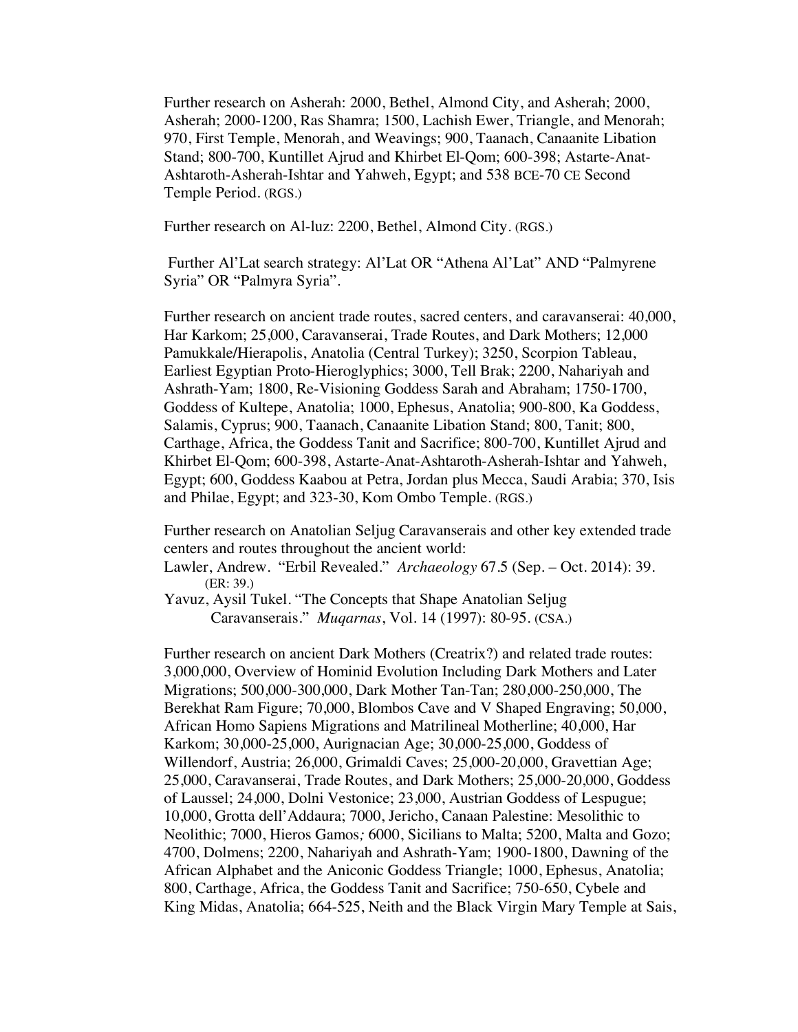Further research on Asherah: 2000, Bethel, Almond City, and Asherah; 2000, Asherah; 2000-1200, Ras Shamra; 1500, Lachish Ewer, Triangle, and Menorah; 970, First Temple, Menorah, and Weavings; 900, Taanach, Canaanite Libation Stand; 800-700, Kuntillet Ajrud and Khirbet El-Qom; 600-398; Astarte-Anat-Ashtaroth-Asherah-Ishtar and Yahweh, Egypt; and 538 BCE-70 CE Second Temple Period. (RGS.)

Further research on Al-luz: 2200, Bethel, Almond City. (RGS.)

Further Al'Lat search strategy: Al'Lat OR "Athena Al'Lat" AND "Palmyrene Syria" OR "Palmyra Syria".

Further research on ancient trade routes, sacred centers, and caravanserai: 40,000, Har Karkom; 25,000, Caravanserai, Trade Routes, and Dark Mothers; 12,000 Pamukkale/Hierapolis, Anatolia (Central Turkey); 3250, Scorpion Tableau, Earliest Egyptian Proto-Hieroglyphics; 3000, Tell Brak; 2200, Nahariyah and Ashrath-Yam; 1800, Re-Visioning Goddess Sarah and Abraham; 1750-1700, Goddess of Kultepe, Anatolia; 1000, Ephesus, Anatolia; 900-800, Ka Goddess, Salamis, Cyprus; 900, Taanach, Canaanite Libation Stand; 800, Tanit; 800, Carthage, Africa, the Goddess Tanit and Sacrifice; 800-700, Kuntillet Ajrud and Khirbet El-Qom; 600-398, Astarte-Anat-Ashtaroth-Asherah-Ishtar and Yahweh, Egypt; 600, Goddess Kaabou at Petra, Jordan plus Mecca, Saudi Arabia; 370, Isis and Philae, Egypt; and 323-30, Kom Ombo Temple. (RGS.)

Further research on Anatolian Seljug Caravanserais and other key extended trade centers and routes throughout the ancient world:

Lawler, Andrew. "Erbil Revealed." *Archaeology* 67.5 (Sep. – Oct. 2014): 39. (ER: 39.)

Yavuz, Aysil Tukel. "The Concepts that Shape Anatolian Seljug Caravanserais." *Muqarnas*, Vol. 14 (1997): 80-95. (CSA.)

Further research on ancient Dark Mothers (Creatrix?) and related trade routes: 3,000,000, Overview of Hominid Evolution Including Dark Mothers and Later Migrations; 500,000-300,000, Dark Mother Tan-Tan; 280,000-250,000, The Berekhat Ram Figure; 70,000, Blombos Cave and V Shaped Engraving; 50,000, African Homo Sapiens Migrations and Matrilineal Motherline; 40,000, Har Karkom; 30,000-25,000, Aurignacian Age; 30,000-25,000, Goddess of Willendorf, Austria; 26,000, Grimaldi Caves; 25,000-20,000, Gravettian Age; 25,000, Caravanserai, Trade Routes, and Dark Mothers; 25,000-20,000, Goddess of Laussel; 24,000, Dolni Vestonice; 23,000, Austrian Goddess of Lespugue; 10,000, Grotta dell'Addaura; 7000, Jericho, Canaan Palestine: Mesolithic to Neolithic; 7000, Hieros Gamos*;* 6000, Sicilians to Malta; 5200, Malta and Gozo; 4700, Dolmens; 2200, Nahariyah and Ashrath-Yam; 1900-1800, Dawning of the African Alphabet and the Aniconic Goddess Triangle; 1000, Ephesus, Anatolia; 800, Carthage, Africa, the Goddess Tanit and Sacrifice; 750-650, Cybele and King Midas, Anatolia; 664-525, Neith and the Black Virgin Mary Temple at Sais,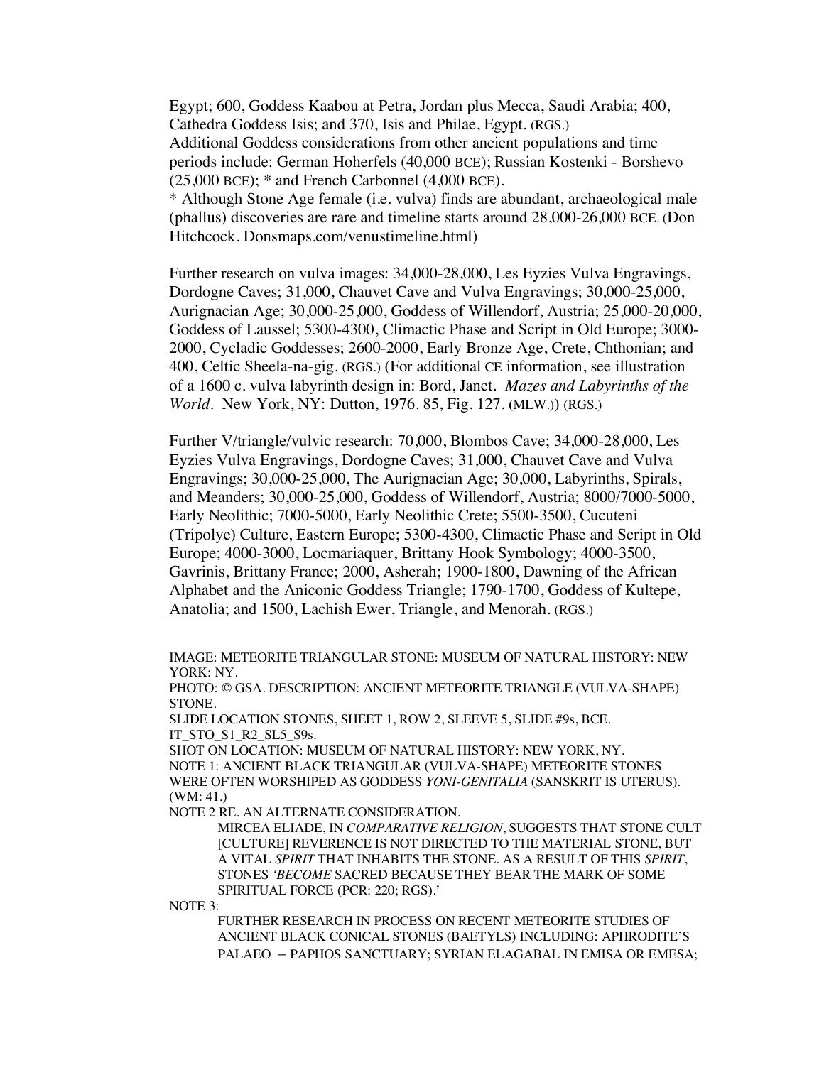Egypt; 600, Goddess Kaabou at Petra, Jordan plus Mecca, Saudi Arabia; 400, Cathedra Goddess Isis; and 370, Isis and Philae, Egypt. (RGS.)
Additional Goddess considerations from other ancient populations and time periods include: German Hoherfels (40,000 BCE); Russian Kostenki - Borshevo (25,000 BCE); * and French Carbonnel (4,000 BCE).
* Although Stone Age female (i.e. vulva) finds are abundant, archaeological male (phallus) discoveries are rare and timeline starts around 28,000-26,000 BCE. (Don Hitchcock. Donsmaps.com/venustimeline.html)

Further research on vulva images: 34,000-28,000, Les Eyzies Vulva Engravings, Dordogne Caves; 31,000, Chauvet Cave and Vulva Engravings; 30,000-25,000, Aurignacian Age; 30,000-25,000, Goddess of Willendorf, Austria; 25,000-20,000, Goddess of Laussel; 5300-4300, Climactic Phase and Script in Old Europe; 3000-2000, Cycladic Goddesses; 2600-2000, Early Bronze Age, Crete, Chthonian; and 400, Celtic Sheela-na-gig. (RGS.) (For additional CE information, see illustration of a 1600 c. vulva labyrinth design in: Bord, Janet. *Mazes and Labyrinths of the World*. New York, NY: Dutton, 1976. 85, Fig. 127. (MLW.)) (RGS.)

Further V/triangle/vulvic research: 70,000, Blombos Cave; 34,000-28,000, Les Eyzies Vulva Engravings, Dordogne Caves; 31,000, Chauvet Cave and Vulva Engravings; 30,000-25,000, The Aurignacian Age; 30,000, Labyrinths, Spirals, and Meanders; 30,000-25,000, Goddess of Willendorf, Austria; 8000/7000-5000, Early Neolithic; 7000-5000, Early Neolithic Crete; 5500-3500, Cucuteni (Tripolye) Culture, Eastern Europe; 5300-4300, Climactic Phase and Script in Old Europe; 4000-3000, Locmariaquer, Brittany Hook Symbology; 4000-3500, Gavrinis, Brittany France; 2000, Asherah; 1900-1800, Dawning of the African Alphabet and the Aniconic Goddess Triangle; 1790-1700, Goddess of Kultepe, Anatolia; and 1500, Lachish Ewer, Triangle, and Menorah. (RGS.)

IMAGE: METEORITE TRIANGULAR STONE: MUSEUM OF NATURAL HISTORY: NEW YORK: NY.
PHOTO: © GSA. DESCRIPTION: ANCIENT METEORITE TRIANGLE (VULVA-SHAPE) STONE.
SLIDE LOCATION STONES, SHEET 1, ROW 2, SLEEVE 5, SLIDE #9s, BCE.
IT_STO_S1_R2_SL5_S9s.
SHOT ON LOCATION: MUSEUM OF NATURAL HISTORY: NEW YORK, NY.
NOTE 1: ANCIENT BLACK TRIANGULAR (VULVA-SHAPE) METEORITE STONES WERE OFTEN WORSHIPED AS GODDESS *YONI-GENITALIA* (SANSKRIT IS UTERUS). (WM: 41.)
NOTE 2 RE. AN ALTERNATE CONSIDERATION.

> MIRCEA ELIADE, IN *COMPARATIVE RELIGION*, SUGGESTS THAT STONE CULT [CULTURE] REVERENCE IS NOT DIRECTED TO THE MATERIAL STONE, BUT A VITAL *SPIRIT* THAT INHABITS THE STONE. AS A RESULT OF THIS *SPIRIT*, STONES '*BECOME* SACRED BECAUSE THEY BEAR THE MARK OF SOME SPIRITUAL FORCE (PCR: 220; RGS).'

NOTE 3:

> FURTHER RESEARCH IN PROCESS ON RECENT METEORITE STUDIES OF ANCIENT BLACK CONICAL STONES (BAETYLS) INCLUDING: APHRODITE'S PALAEO – PAPHOS SANCTUARY; SYRIAN ELAGABAL IN EMISA OR EMESA;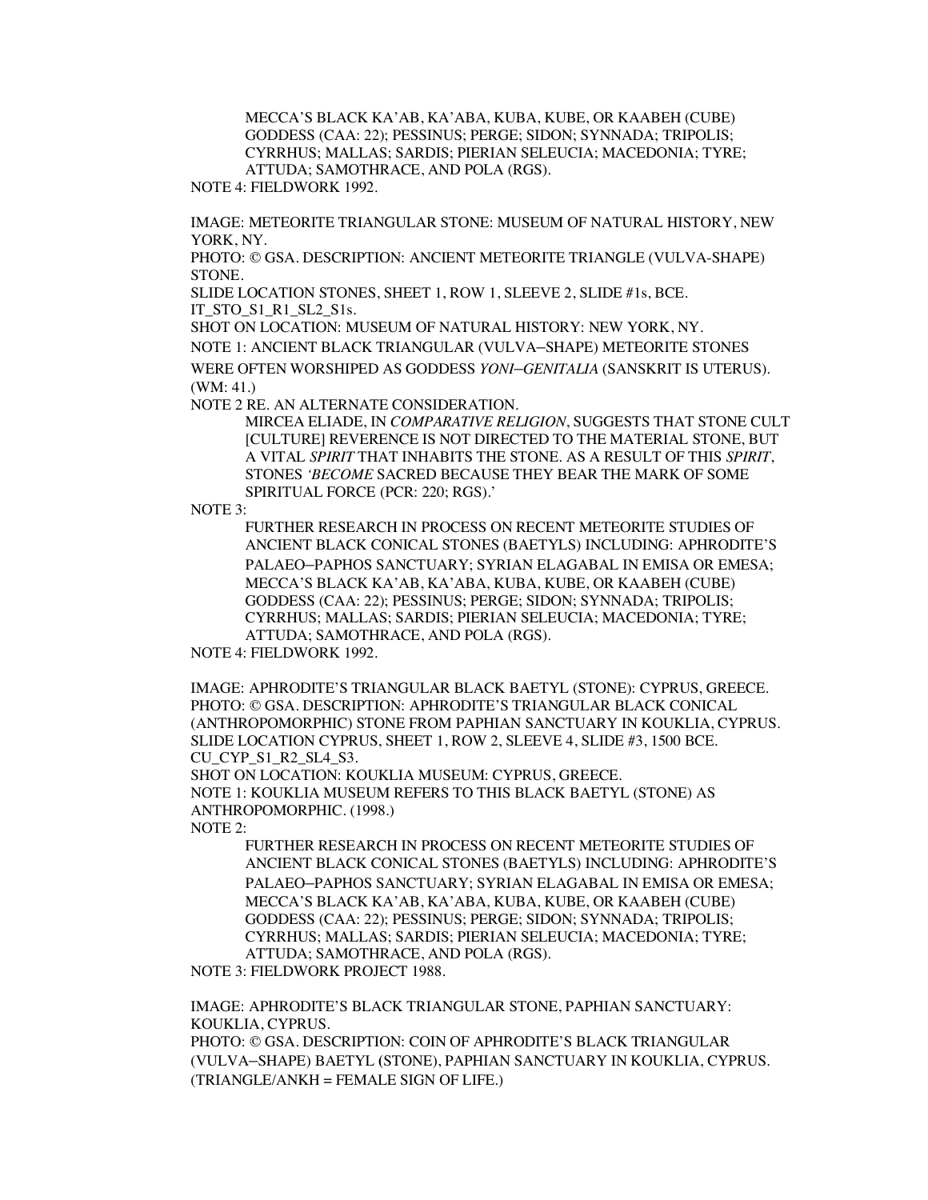MECCA'S BLACK KA'AB, KA'ABA, KUBA, KUBE, OR KAABEH (CUBE) GODDESS (CAA: 22); PESSINUS; PERGE; SIDON; SYNNADA; TRIPOLIS; CYRRHUS; MALLAS; SARDIS; PIERIAN SELEUCIA; MACEDONIA; TYRE; ATTUDA; SAMOTHRACE, AND POLA (RGS).

NOTE 4: FIELDWORK 1992.

IMAGE: METEORITE TRIANGULAR STONE: MUSEUM OF NATURAL HISTORY, NEW YORK, NY.

PHOTO: © GSA. DESCRIPTION: ANCIENT METEORITE TRIANGLE (VULVA-SHAPE) STONE.

SLIDE LOCATION STONES, SHEET 1, ROW 1, SLEEVE 2, SLIDE #1s, BCE.

IT_STO_S1_R1_SL2_S1s.

SHOT ON LOCATION: MUSEUM OF NATURAL HISTORY: NEW YORK, NY.

NOTE 1: ANCIENT BLACK TRIANGULAR (VULVA–SHAPE) METEORITE STONES WERE OFTEN WORSHIPED AS GODDESS *YONI–GENITALIA* (SANSKRIT IS UTERUS). (WM: 41.)

NOTE 2 RE. AN ALTERNATE CONSIDERATION.

MIRCEA ELIADE, IN *COMPARATIVE RELIGION*, SUGGESTS THAT STONE CULT [CULTURE] REVERENCE IS NOT DIRECTED TO THE MATERIAL STONE, BUT A VITAL *SPIRIT* THAT INHABITS THE STONE. AS A RESULT OF THIS *SPIRIT*, STONES *'BECOME* SACRED BECAUSE THEY BEAR THE MARK OF SOME SPIRITUAL FORCE (PCR: 220; RGS).'

NOTE 3:

FURTHER RESEARCH IN PROCESS ON RECENT METEORITE STUDIES OF ANCIENT BLACK CONICAL STONES (BAETYLS) INCLUDING: APHRODITE'S PALAEO–PAPHOS SANCTUARY; SYRIAN ELAGABAL IN EMISA OR EMESA; MECCA'S BLACK KA'AB, KA'ABA, KUBA, KUBE, OR KAABEH (CUBE) GODDESS (CAA: 22); PESSINUS; PERGE; SIDON; SYNNADA; TRIPOLIS; CYRRHUS; MALLAS; SARDIS; PIERIAN SELEUCIA; MACEDONIA; TYRE; ATTUDA; SAMOTHRACE, AND POLA (RGS).

NOTE 4: FIELDWORK 1992.

IMAGE: APHRODITE'S TRIANGULAR BLACK BAETYL (STONE): CYPRUS, GREECE.

PHOTO: © GSA. DESCRIPTION: APHRODITE'S TRIANGULAR BLACK CONICAL (ANTHROPOMORPHIC) STONE FROM PAPHIAN SANCTUARY IN KOUKLIA, CYPRUS.

SLIDE LOCATION CYPRUS, SHEET 1, ROW 2, SLEEVE 4, SLIDE #3, 1500 BCE.

CU_CYP_S1_R2_SL4_S3.

SHOT ON LOCATION: KOUKLIA MUSEUM: CYPRUS, GREECE.

NOTE 1: KOUKLIA MUSEUM REFERS TO THIS BLACK BAETYL (STONE) AS ANTHROPOMORPHIC. (1998.)

NOTE 2:

FURTHER RESEARCH IN PROCESS ON RECENT METEORITE STUDIES OF ANCIENT BLACK CONICAL STONES (BAETYLS) INCLUDING: APHRODITE'S PALAEO–PAPHOS SANCTUARY; SYRIAN ELAGABAL IN EMISA OR EMESA; MECCA'S BLACK KA'AB, KA'ABA, KUBA, KUBE, OR KAABEH (CUBE) GODDESS (CAA: 22); PESSINUS; PERGE; SIDON; SYNNADA; TRIPOLIS; CYRRHUS; MALLAS; SARDIS; PIERIAN SELEUCIA; MACEDONIA; TYRE; ATTUDA; SAMOTHRACE, AND POLA (RGS).

NOTE 3: FIELDWORK PROJECT 1988.

IMAGE: APHRODITE'S BLACK TRIANGULAR STONE, PAPHIAN SANCTUARY: KOUKLIA, CYPRUS.

PHOTO: © GSA. DESCRIPTION: COIN OF APHRODITE'S BLACK TRIANGULAR (VULVA–SHAPE) BAETYL (STONE), PAPHIAN SANCTUARY IN KOUKLIA, CYPRUS. (TRIANGLE/ANKH = FEMALE SIGN OF LIFE.)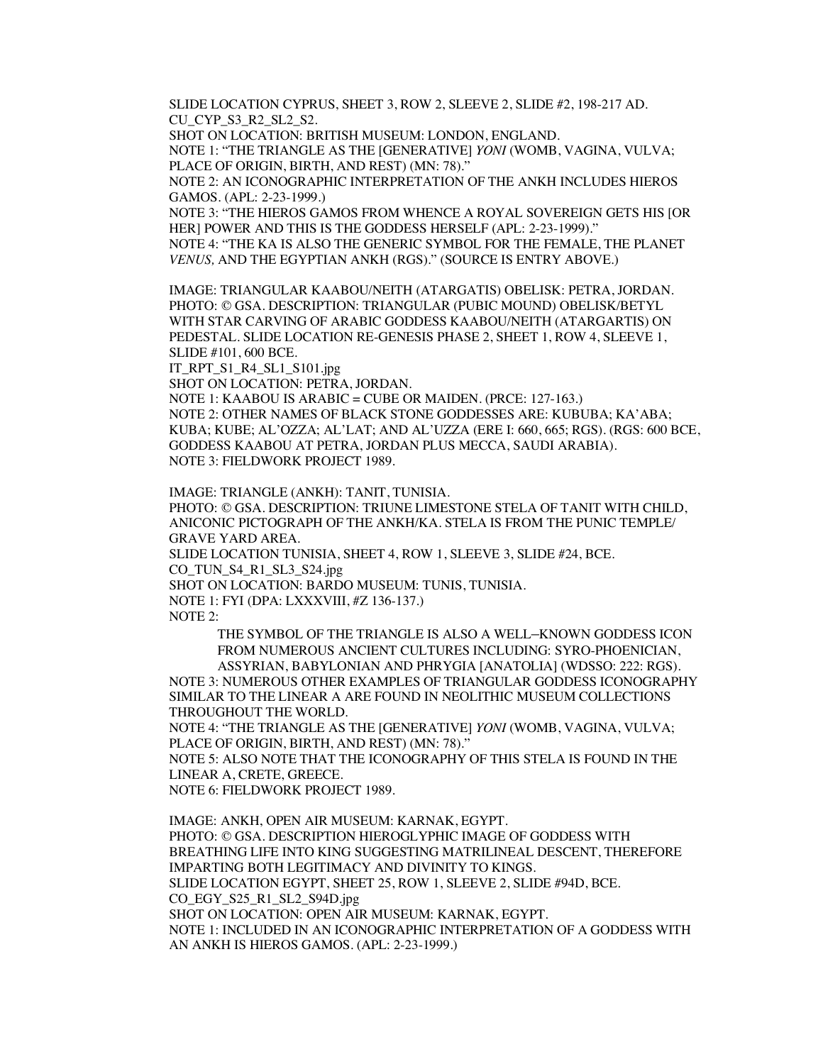SLIDE LOCATION CYPRUS, SHEET 3, ROW 2, SLEEVE 2, SLIDE #2, 198-217 AD.
CU_CYP_S3_R2_SL2_S2.
SHOT ON LOCATION: BRITISH MUSEUM: LONDON, ENGLAND.
NOTE 1: "THE TRIANGLE AS THE [GENERATIVE] *YONI* (WOMB, VAGINA, VULVA; PLACE OF ORIGIN, BIRTH, AND REST) (MN: 78)."
NOTE 2: AN ICONOGRAPHIC INTERPRETATION OF THE ANKH INCLUDES HIEROS GAMOS. (APL: 2-23-1999.)
NOTE 3: "THE HIEROS GAMOS FROM WHENCE A ROYAL SOVEREIGN GETS HIS [OR HER] POWER AND THIS IS THE GODDESS HERSELF (APL: 2-23-1999)."
NOTE 4: "THE KA IS ALSO THE GENERIC SYMBOL FOR THE FEMALE, THE PLANET *VENUS,* AND THE EGYPTIAN ANKH (RGS)." (SOURCE IS ENTRY ABOVE.)

IMAGE: TRIANGULAR KAABOU/NEITH (ATARGATIS) OBELISK: PETRA, JORDAN.
PHOTO: © GSA. DESCRIPTION: TRIANGULAR (PUBIC MOUND) OBELISK/BETYL WITH STAR CARVING OF ARABIC GODDESS KAABOU/NEITH (ATARGARTIS) ON PEDESTAL. SLIDE LOCATION RE-GENESIS PHASE 2, SHEET 1, ROW 4, SLEEVE 1, SLIDE #101, 600 BCE.
IT_RPT_S1_R4_SL1_S101.jpg
SHOT ON LOCATION: PETRA, JORDAN.
NOTE 1: KAABOU IS ARABIC = CUBE OR MAIDEN. (PRCE: 127-163.)
NOTE 2: OTHER NAMES OF BLACK STONE GODDESSES ARE: KUBUBA; KA'ABA; KUBA; KUBE; AL'OZZA; AL'LAT; AND AL'UZZA (ERE I: 660, 665; RGS). (RGS: 600 BCE, GODDESS KAABOU AT PETRA, JORDAN PLUS MECCA, SAUDI ARABIA).
NOTE 3: FIELDWORK PROJECT 1989.

IMAGE: TRIANGLE (ANKH): TANIT, TUNISIA.
PHOTO: © GSA. DESCRIPTION: TRIUNE LIMESTONE STELA OF TANIT WITH CHILD, ANICONIC PICTOGRAPH OF THE ANKH/KA. STELA IS FROM THE PUNIC TEMPLE/ GRAVE YARD AREA.
SLIDE LOCATION TUNISIA, SHEET 4, ROW 1, SLEEVE 3, SLIDE #24, BCE.
CO_TUN_S4_R1_SL3_S24.jpg
SHOT ON LOCATION: BARDO MUSEUM: TUNIS, TUNISIA.
NOTE 1: FYI (DPA: LXXXVIII, #Z 136-137.)
NOTE 2:

> THE SYMBOL OF THE TRIANGLE IS ALSO A WELL–KNOWN GODDESS ICON FROM NUMEROUS ANCIENT CULTURES INCLUDING: SYRO-PHOENICIAN, ASSYRIAN, BABYLONIAN AND PHRYGIA [ANATOLIA] (WDSSO: 222: RGS).

NOTE 3: NUMEROUS OTHER EXAMPLES OF TRIANGULAR GODDESS ICONOGRAPHY SIMILAR TO THE LINEAR A ARE FOUND IN NEOLITHIC MUSEUM COLLECTIONS THROUGHOUT THE WORLD.
NOTE 4: "THE TRIANGLE AS THE [GENERATIVE] *YONI* (WOMB, VAGINA, VULVA; PLACE OF ORIGIN, BIRTH, AND REST) (MN: 78)."
NOTE 5: ALSO NOTE THAT THE ICONOGRAPHY OF THIS STELA IS FOUND IN THE LINEAR A, CRETE, GREECE.
NOTE 6: FIELDWORK PROJECT 1989.

IMAGE: ANKH, OPEN AIR MUSEUM: KARNAK, EGYPT.
PHOTO: © GSA. DESCRIPTION HIEROGLYPHIC IMAGE OF GODDESS WITH BREATHING LIFE INTO KING SUGGESTING MATRILINEAL DESCENT, THEREFORE IMPARTING BOTH LEGITIMACY AND DIVINITY TO KINGS.
SLIDE LOCATION EGYPT, SHEET 25, ROW 1, SLEEVE 2, SLIDE #94D, BCE.
CO_EGY_S25_R1_SL2_S94D.jpg
SHOT ON LOCATION: OPEN AIR MUSEUM: KARNAK, EGYPT.
NOTE 1: INCLUDED IN AN ICONOGRAPHIC INTERPRETATION OF A GODDESS WITH AN ANKH IS HIEROS GAMOS. (APL: 2-23-1999.)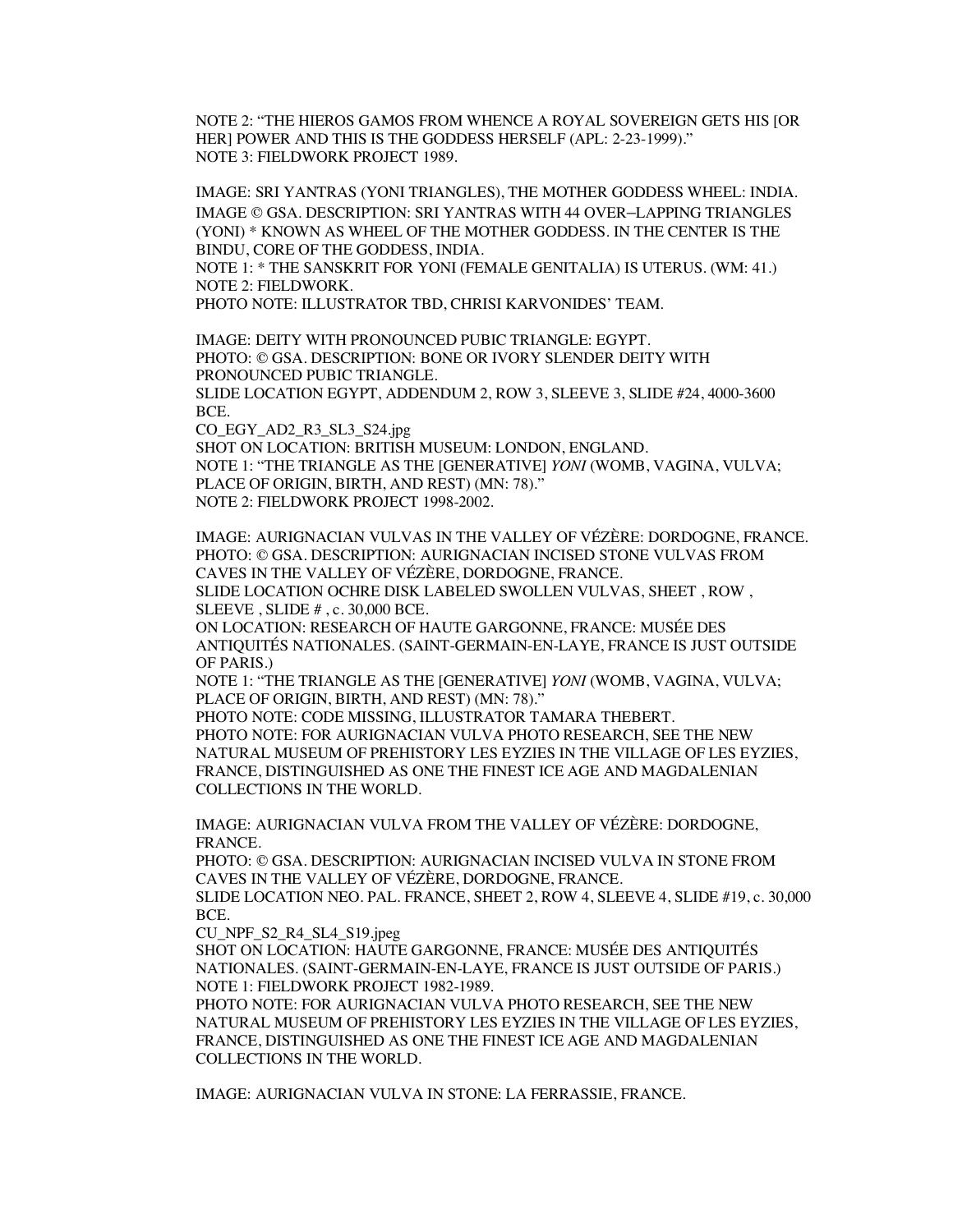NOTE 2: "THE HIEROS GAMOS FROM WHENCE A ROYAL SOVEREIGN GETS HIS [OR HER] POWER AND THIS IS THE GODDESS HERSELF (APL: 2-23-1999)."
NOTE 3: FIELDWORK PROJECT 1989.

IMAGE: SRI YANTRAS (YONI TRIANGLES), THE MOTHER GODDESS WHEEL: INDIA.
IMAGE © GSA. DESCRIPTION: SRI YANTRAS WITH 44 OVER–LAPPING TRIANGLES (YONI) * KNOWN AS WHEEL OF THE MOTHER GODDESS. IN THE CENTER IS THE BINDU, CORE OF THE GODDESS, INDIA.
NOTE 1: * THE SANSKRIT FOR YONI (FEMALE GENITALIA) IS UTERUS. (WM: 41.)
NOTE 2: FIELDWORK.
PHOTO NOTE: ILLUSTRATOR TBD, CHRISI KARVONIDES' TEAM.

IMAGE: DEITY WITH PRONOUNCED PUBIC TRIANGLE: EGYPT.
PHOTO: © GSA. DESCRIPTION: BONE OR IVORY SLENDER DEITY WITH PRONOUNCED PUBIC TRIANGLE.
SLIDE LOCATION EGYPT, ADDENDUM 2, ROW 3, SLEEVE 3, SLIDE #24, 4000-3600 BCE.
CO_EGY_AD2_R3_SL3_S24.jpg
SHOT ON LOCATION: BRITISH MUSEUM: LONDON, ENGLAND.
NOTE 1: "THE TRIANGLE AS THE [GENERATIVE] *YONI* (WOMB, VAGINA, VULVA; PLACE OF ORIGIN, BIRTH, AND REST) (MN: 78)."
NOTE 2: FIELDWORK PROJECT 1998-2002.

IMAGE: AURIGNACIAN VULVAS IN THE VALLEY OF VÉZÈRE: DORDOGNE, FRANCE.
PHOTO: © GSA. DESCRIPTION: AURIGNACIAN INCISED STONE VULVAS FROM CAVES IN THE VALLEY OF VÉZÈRE, DORDOGNE, FRANCE.
SLIDE LOCATION OCHRE DISK LABELED SWOLLEN VULVAS, SHEET , ROW , SLEEVE , SLIDE # , c. 30,000 BCE.
ON LOCATION: RESEARCH OF HAUTE GARGONNE, FRANCE: MUSÉE DES ANTIQUITÉS NATIONALES. (SAINT-GERMAIN-EN-LAYE, FRANCE IS JUST OUTSIDE OF PARIS.)
NOTE 1: "THE TRIANGLE AS THE [GENERATIVE] *YONI* (WOMB, VAGINA, VULVA; PLACE OF ORIGIN, BIRTH, AND REST) (MN: 78)."
PHOTO NOTE: CODE MISSING, ILLUSTRATOR TAMARA THEBERT.
PHOTO NOTE: FOR AURIGNACIAN VULVA PHOTO RESEARCH, SEE THE NEW NATURAL MUSEUM OF PREHISTORY LES EYZIES IN THE VILLAGE OF LES EYZIES, FRANCE, DISTINGUISHED AS ONE THE FINEST ICE AGE AND MAGDALENIAN COLLECTIONS IN THE WORLD.

IMAGE: AURIGNACIAN VULVA FROM THE VALLEY OF VÉZÈRE: DORDOGNE, FRANCE.
PHOTO: © GSA. DESCRIPTION: AURIGNACIAN INCISED VULVA IN STONE FROM CAVES IN THE VALLEY OF VÉZÈRE, DORDOGNE, FRANCE.
SLIDE LOCATION NEO. PAL. FRANCE, SHEET 2, ROW 4, SLEEVE 4, SLIDE #19, c. 30,000 BCE.
CU_NPF_S2_R4_SL4_S19.jpeg
SHOT ON LOCATION: HAUTE GARGONNE, FRANCE: MUSÉE DES ANTIQUITÉS NATIONALES. (SAINT-GERMAIN-EN-LAYE, FRANCE IS JUST OUTSIDE OF PARIS.)
NOTE 1: FIELDWORK PROJECT 1982-1989.
PHOTO NOTE: FOR AURIGNACIAN VULVA PHOTO RESEARCH, SEE THE NEW NATURAL MUSEUM OF PREHISTORY LES EYZIES IN THE VILLAGE OF LES EYZIES, FRANCE, DISTINGUISHED AS ONE THE FINEST ICE AGE AND MAGDALENIAN COLLECTIONS IN THE WORLD.

IMAGE: AURIGNACIAN VULVA IN STONE: LA FERRASSIE, FRANCE.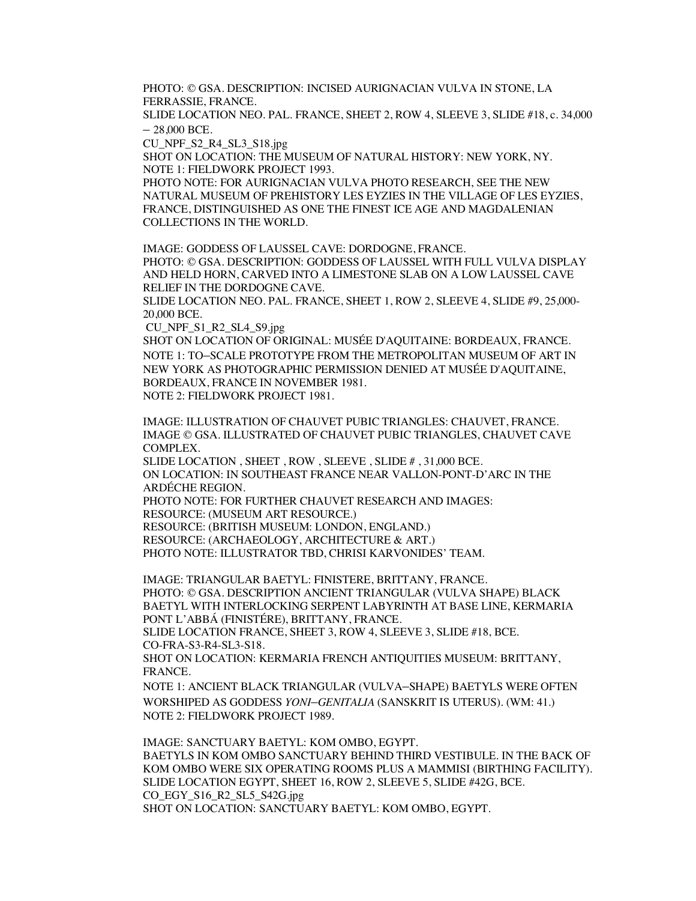PHOTO: © GSA. DESCRIPTION: INCISED AURIGNACIAN VULVA IN STONE, LA FERRASSIE, FRANCE.
SLIDE LOCATION NEO. PAL. FRANCE, SHEET 2, ROW 4, SLEEVE 3, SLIDE #18, c. 34,000 – 28,000 BCE.
CU_NPF_S2_R4_SL3_S18.jpg
SHOT ON LOCATION: THE MUSEUM OF NATURAL HISTORY: NEW YORK, NY.
NOTE 1: FIELDWORK PROJECT 1993.
PHOTO NOTE: FOR AURIGNACIAN VULVA PHOTO RESEARCH, SEE THE NEW NATURAL MUSEUM OF PREHISTORY LES EYZIES IN THE VILLAGE OF LES EYZIES, FRANCE, DISTINGUISHED AS ONE THE FINEST ICE AGE AND MAGDALENIAN COLLECTIONS IN THE WORLD.

IMAGE: GODDESS OF LAUSSEL CAVE: DORDOGNE, FRANCE.
PHOTO: © GSA. DESCRIPTION: GODDESS OF LAUSSEL WITH FULL VULVA DISPLAY AND HELD HORN, CARVED INTO A LIMESTONE SLAB ON A LOW LAUSSEL CAVE RELIEF IN THE DORDOGNE CAVE.
SLIDE LOCATION NEO. PAL. FRANCE, SHEET 1, ROW 2, SLEEVE 4, SLIDE #9, 25,000-20,000 BCE.
CU_NPF_S1_R2_SL4_S9.jpg
SHOT ON LOCATION OF ORIGINAL: MUSÉE D'AQUITAINE: BORDEAUX, FRANCE.
NOTE 1: TO–SCALE PROTOTYPE FROM THE METROPOLITAN MUSEUM OF ART IN NEW YORK AS PHOTOGRAPHIC PERMISSION DENIED AT MUSÉE D'AQUITAINE, BORDEAUX, FRANCE IN NOVEMBER 1981.
NOTE 2: FIELDWORK PROJECT 1981.

IMAGE: ILLUSTRATION OF CHAUVET PUBIC TRIANGLES: CHAUVET, FRANCE.
IMAGE © GSA. ILLUSTRATED OF CHAUVET PUBIC TRIANGLES, CHAUVET CAVE COMPLEX.
SLIDE LOCATION , SHEET , ROW , SLEEVE , SLIDE # , 31,000 BCE.
ON LOCATION: IN SOUTHEAST FRANCE NEAR VALLON-PONT-D'ARC IN THE ARDÉCHE REGION.
PHOTO NOTE: FOR FURTHER CHAUVET RESEARCH AND IMAGES:
RESOURCE: (MUSEUM ART RESOURCE.)
RESOURCE: (BRITISH MUSEUM: LONDON, ENGLAND.)
RESOURCE: (ARCHAEOLOGY, ARCHITECTURE & ART.)
PHOTO NOTE: ILLUSTRATOR TBD, CHRISI KARVONIDES' TEAM.

IMAGE: TRIANGULAR BAETYL: FINISTERE, BRITTANY, FRANCE.
PHOTO: © GSA. DESCRIPTION ANCIENT TRIANGULAR (VULVA SHAPE) BLACK BAETYL WITH INTERLOCKING SERPENT LABYRINTH AT BASE LINE, KERMARIA PONT L'ABBÁ (FINISTÉRE), BRITTANY, FRANCE.
SLIDE LOCATION FRANCE, SHEET 3, ROW 4, SLEEVE 3, SLIDE #18, BCE.
CO-FRA-S3-R4-SL3-S18.
SHOT ON LOCATION: KERMARIA FRENCH ANTIQUITIES MUSEUM: BRITTANY, FRANCE.
NOTE 1: ANCIENT BLACK TRIANGULAR (VULVA–SHAPE) BAETYLS WERE OFTEN WORSHIPED AS GODDESS *YONI–GENITALIA* (SANSKRIT IS UTERUS). (WM: 41.)
NOTE 2: FIELDWORK PROJECT 1989.

IMAGE: SANCTUARY BAETYL: KOM OMBO, EGYPT.
BAETYLS IN KOM OMBO SANCTUARY BEHIND THIRD VESTIBULE. IN THE BACK OF KOM OMBO WERE SIX OPERATING ROOMS PLUS A MAMMISI (BIRTHING FACILITY).
SLIDE LOCATION EGYPT, SHEET 16, ROW 2, SLEEVE 5, SLIDE #42G, BCE.
CO_EGY_S16_R2_SL5_S42G.jpg
SHOT ON LOCATION: SANCTUARY BAETYL: KOM OMBO, EGYPT.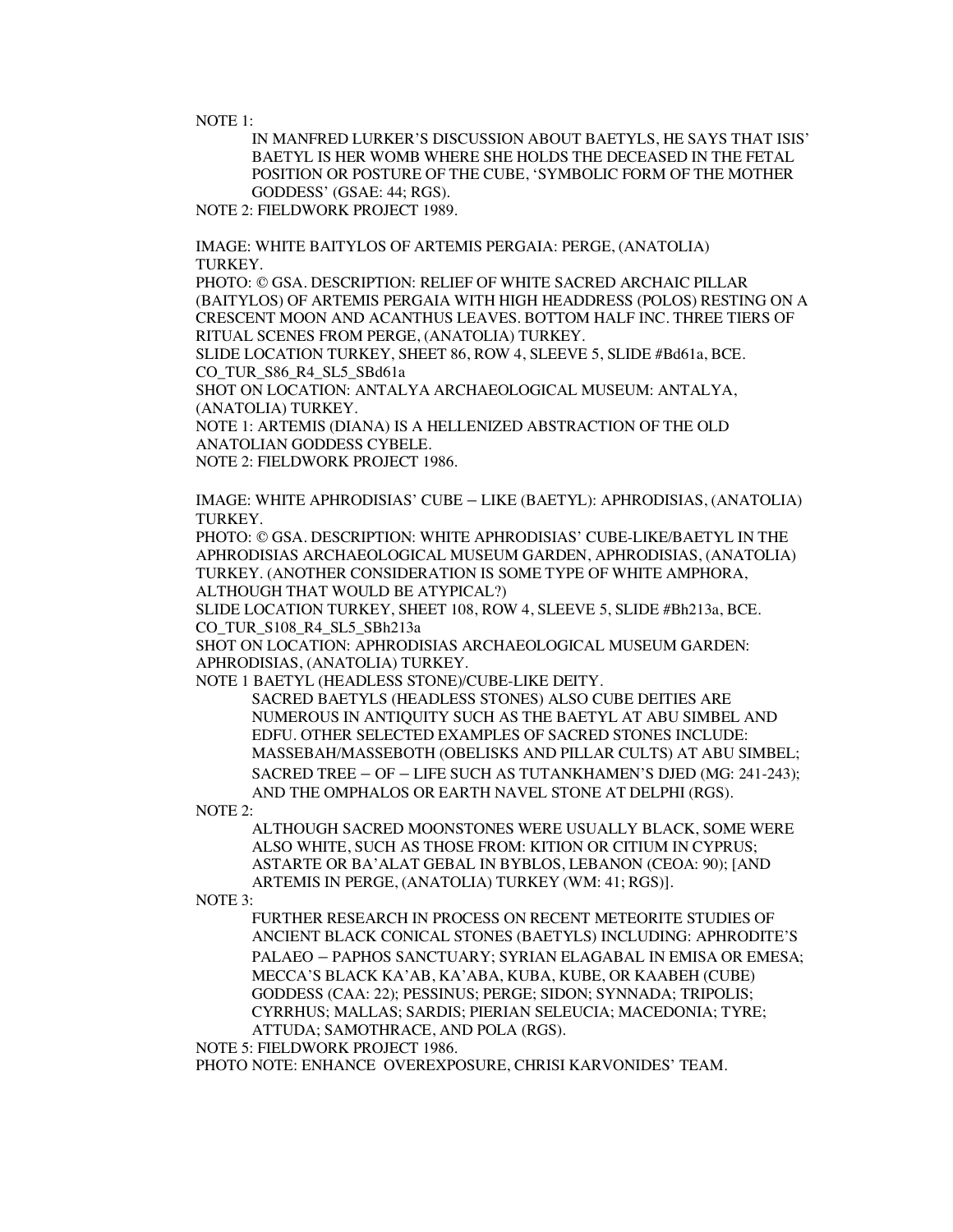NOTE 1:

IN MANFRED LURKER'S DISCUSSION ABOUT BAETYLS, HE SAYS THAT ISIS' BAETYL IS HER WOMB WHERE SHE HOLDS THE DECEASED IN THE FETAL POSITION OR POSTURE OF THE CUBE, 'SYMBOLIC FORM OF THE MOTHER GODDESS' (GSAE: 44; RGS).

NOTE 2: FIELDWORK PROJECT 1989.

IMAGE: WHITE BAITYLOS OF ARTEMIS PERGAIA: PERGE, (ANATOLIA) TURKEY.

PHOTO: © GSA. DESCRIPTION: RELIEF OF WHITE SACRED ARCHAIC PILLAR (BAITYLOS) OF ARTEMIS PERGAIA WITH HIGH HEADDRESS (POLOS) RESTING ON A CRESCENT MOON AND ACANTHUS LEAVES. BOTTOM HALF INC. THREE TIERS OF RITUAL SCENES FROM PERGE, (ANATOLIA) TURKEY.

SLIDE LOCATION TURKEY, SHEET 86, ROW 4, SLEEVE 5, SLIDE #Bd61a, BCE.

CO_TUR_S86_R4_SL5_SBd61a

SHOT ON LOCATION: ANTALYA ARCHAEOLOGICAL MUSEUM: ANTALYA, (ANATOLIA) TURKEY.

NOTE 1: ARTEMIS (DIANA) IS A HELLENIZED ABSTRACTION OF THE OLD ANATOLIAN GODDESS CYBELE.

NOTE 2: FIELDWORK PROJECT 1986.

IMAGE: WHITE APHRODISIAS' CUBE – LIKE (BAETYL): APHRODISIAS, (ANATOLIA) TURKEY.

PHOTO: © GSA. DESCRIPTION: WHITE APHRODISIAS' CUBE-LIKE/BAETYL IN THE APHRODISIAS ARCHAEOLOGICAL MUSEUM GARDEN, APHRODISIAS, (ANATOLIA) TURKEY. (ANOTHER CONSIDERATION IS SOME TYPE OF WHITE AMPHORA, ALTHOUGH THAT WOULD BE ATYPICAL?)

SLIDE LOCATION TURKEY, SHEET 108, ROW 4, SLEEVE 5, SLIDE #Bh213a, BCE.

CO_TUR_S108_R4_SL5_SBh213a

SHOT ON LOCATION: APHRODISIAS ARCHAEOLOGICAL MUSEUM GARDEN: APHRODISIAS, (ANATOLIA) TURKEY.

NOTE 1 BAETYL (HEADLESS STONE)/CUBE-LIKE DEITY.

SACRED BAETYLS (HEADLESS STONES) ALSO CUBE DEITIES ARE NUMEROUS IN ANTIQUITY SUCH AS THE BAETYL AT ABU SIMBEL AND EDFU. OTHER SELECTED EXAMPLES OF SACRED STONES INCLUDE: MASSEBAH/MASSEBOTH (OBELISKS AND PILLAR CULTS) AT ABU SIMBEL; SACRED TREE – OF – LIFE SUCH AS TUTANKHAMEN'S DJED (MG: 241-243); AND THE OMPHALOS OR EARTH NAVEL STONE AT DELPHI (RGS).

NOTE 2:

ALTHOUGH SACRED MOONSTONES WERE USUALLY BLACK, SOME WERE ALSO WHITE, SUCH AS THOSE FROM: KITION OR CITIUM IN CYPRUS; ASTARTE OR BA'ALAT GEBAL IN BYBLOS, LEBANON (CEOA: 90); [AND ARTEMIS IN PERGE, (ANATOLIA) TURKEY (WM: 41; RGS)].

NOTE 3:

FURTHER RESEARCH IN PROCESS ON RECENT METEORITE STUDIES OF ANCIENT BLACK CONICAL STONES (BAETYLS) INCLUDING: APHRODITE'S PALAEO – PAPHOS SANCTUARY; SYRIAN ELAGABAL IN EMISA OR EMESA; MECCA'S BLACK KA'AB, KA'ABA, KUBA, KUBE, OR KAABEH (CUBE) GODDESS (CAA: 22); PESSINUS; PERGE; SIDON; SYNNADA; TRIPOLIS; CYRRHUS; MALLAS; SARDIS; PIERIAN SELEUCIA; MACEDONIA; TYRE; ATTUDA; SAMOTHRACE, AND POLA (RGS).

NOTE 5: FIELDWORK PROJECT 1986.

PHOTO NOTE: ENHANCE OVEREXPOSURE, CHRISI KARVONIDES' TEAM.